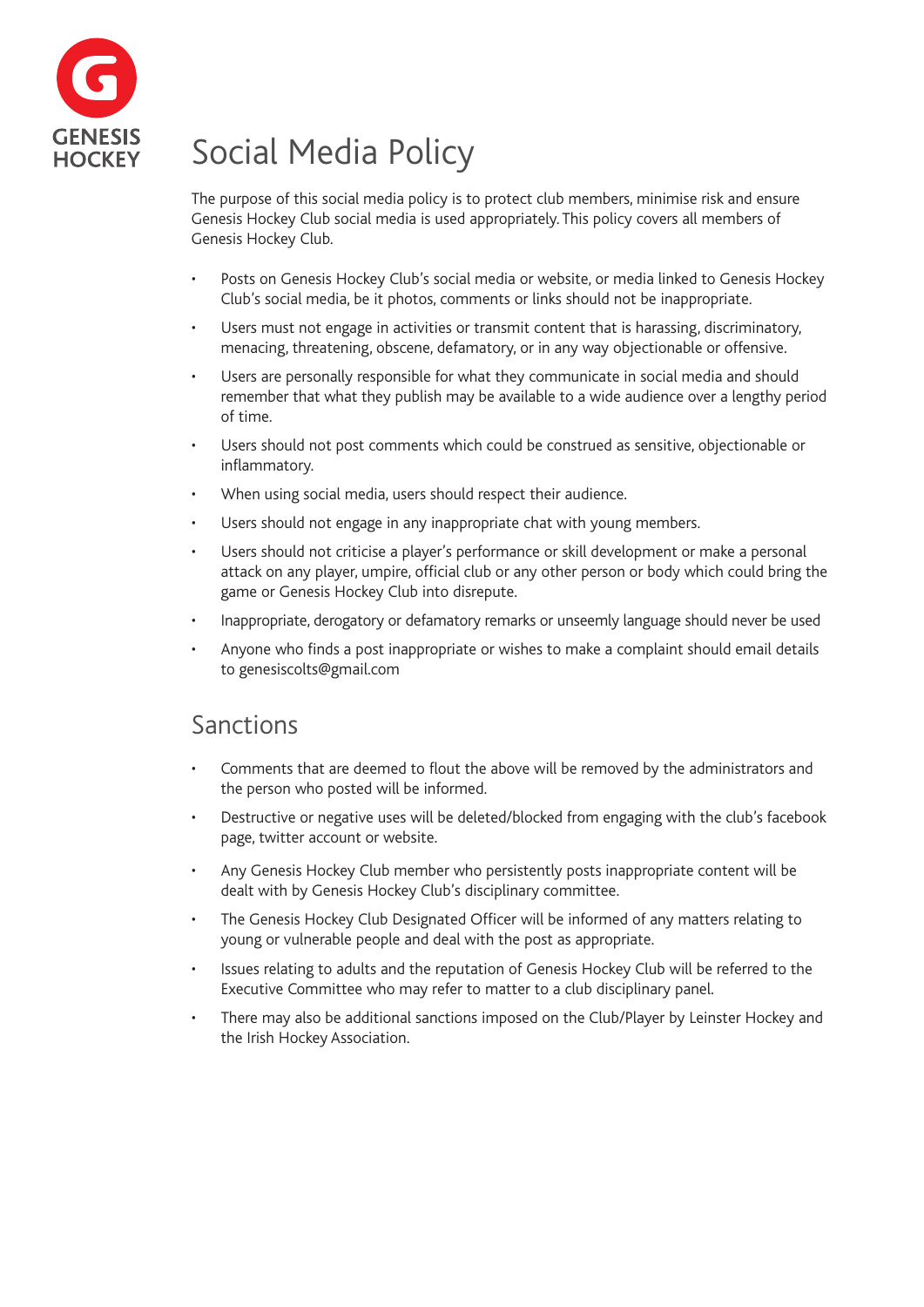GENESIS HOCKEY

# Social Media Policy

The purpose of this social media policy is to protect club members, minimise risk and ensure Genesis Hockey Club social media is used appropriately. This policy covers all members of Genesis Hockey Club.

- Posts on Genesis Hockey Club's social media or website, or media linked to Genesis Hockey Club's social media, be it photos, comments or links should not be inappropriate.
- Users must not engage in activities or transmit content that is harassing, discriminatory, menacing, threatening, obscene, defamatory, or in any way objectionable or offensive.
- Users are personally responsible for what they communicate in social media and should remember that what they publish may be available to a wide audience over a lengthy period of time.
- Users should not post comments which could be construed as sensitive, objectionable or inflammatory.
- When using social media, users should respect their audience.
- Users should not engage in any inappropriate chat with young members.
- Users should not criticise a player's performance or skill development or make a personal attack on any player, umpire, official club or any other person or body which could bring the game or Genesis Hockey Club into disrepute.
- Inappropriate, derogatory or defamatory remarks or unseemly language should never be used
- Anyone who finds a post inappropriate or wishes to make a complaint should email details to genesiscolts@gmail.com

## Sanctions

- Comments that are deemed to flout the above will be removed by the administrators and the person who posted will be informed.
- Destructive or negative uses will be deleted/blocked from engaging with the club's facebook page, twitter account or website.
- Any Genesis Hockey Club member who persistently posts inappropriate content will be dealt with by Genesis Hockey Club's disciplinary committee.
- The Genesis Hockey Club Designated Officer will be informed of any matters relating to young or vulnerable people and deal with the post as appropriate.
- Issues relating to adults and the reputation of Genesis Hockey Club will be referred to the Executive Committee who may refer to matter to a club disciplinary panel.
- There may also be additional sanctions imposed on the Club/Player by Leinster Hockey and the Irish Hockey Association.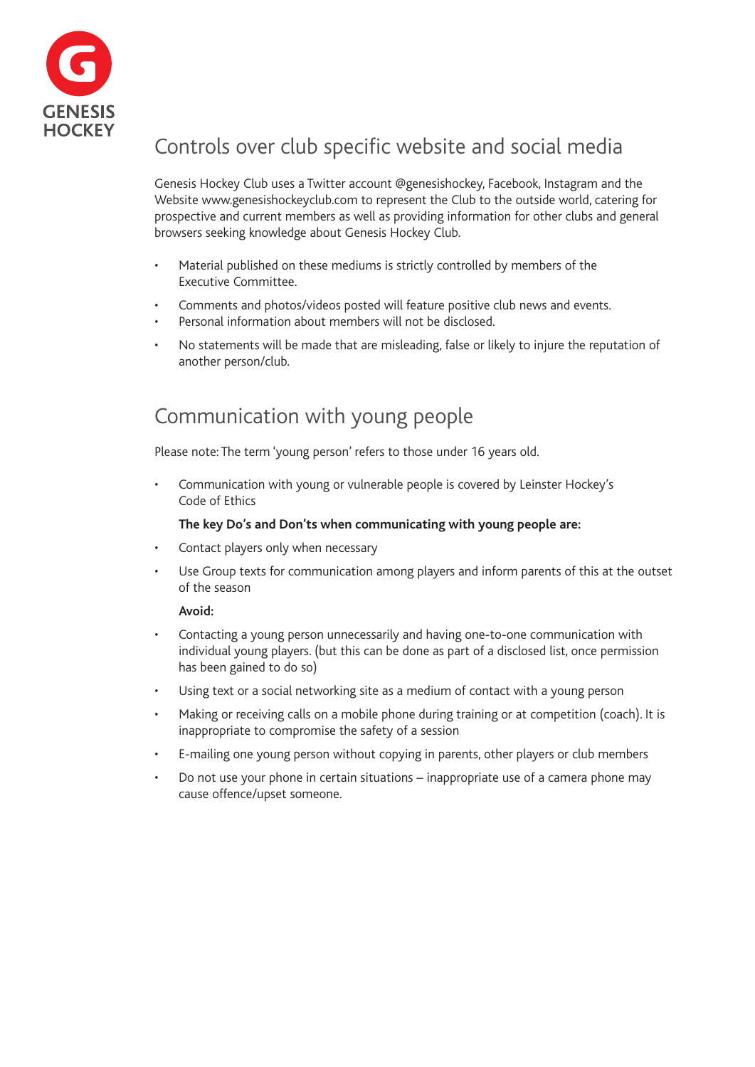## Controls over club specific website and social media

Genesis Hockey Club uses a Twitter account @genesishockey, Facebook, Instagram and the Website www.genesishockeyclub.com to represent the Club to the outside world, catering for prospective and current members as well as providing information for other clubs and general browsers seeking knowledge about Genesis Hockey Club.

- Material published on these mediums is strictly controlled by members of the Executive Committee.
- Comments and photos/videos posted will feature positive club news and events.
- Personal information about members will not be disclosed.
- No statements will be made that are misleading, false or likely to injure the reputation of another person/club.

## Communication with young people

Please note: The term 'young person' refers to those under 16 years old.

- Communication with young or vulnerable people is covered by Leinster Hockey's Code of Ethics

**The key Do's and Don'ts when communicating with young people are:**

- Contact players only when necessary
- Use Group texts for communication among players and inform parents of this at the outset of the season

**Avoid:**

- Contacting a young person unnecessarily and having one-to-one communication with individual young players. (but this can be done as part of a disclosed list, once permission has been gained to do so)
- Using text or a social networking site as a medium of contact with a young person
- Making or receiving calls on a mobile phone during training or at competition (coach). It is inappropriate to compromise the safety of a session
- E-mailing one young person without copying in parents, other players or club members
- Do not use your phone in certain situations – inappropriate use of a camera phone may cause offence/upset someone.